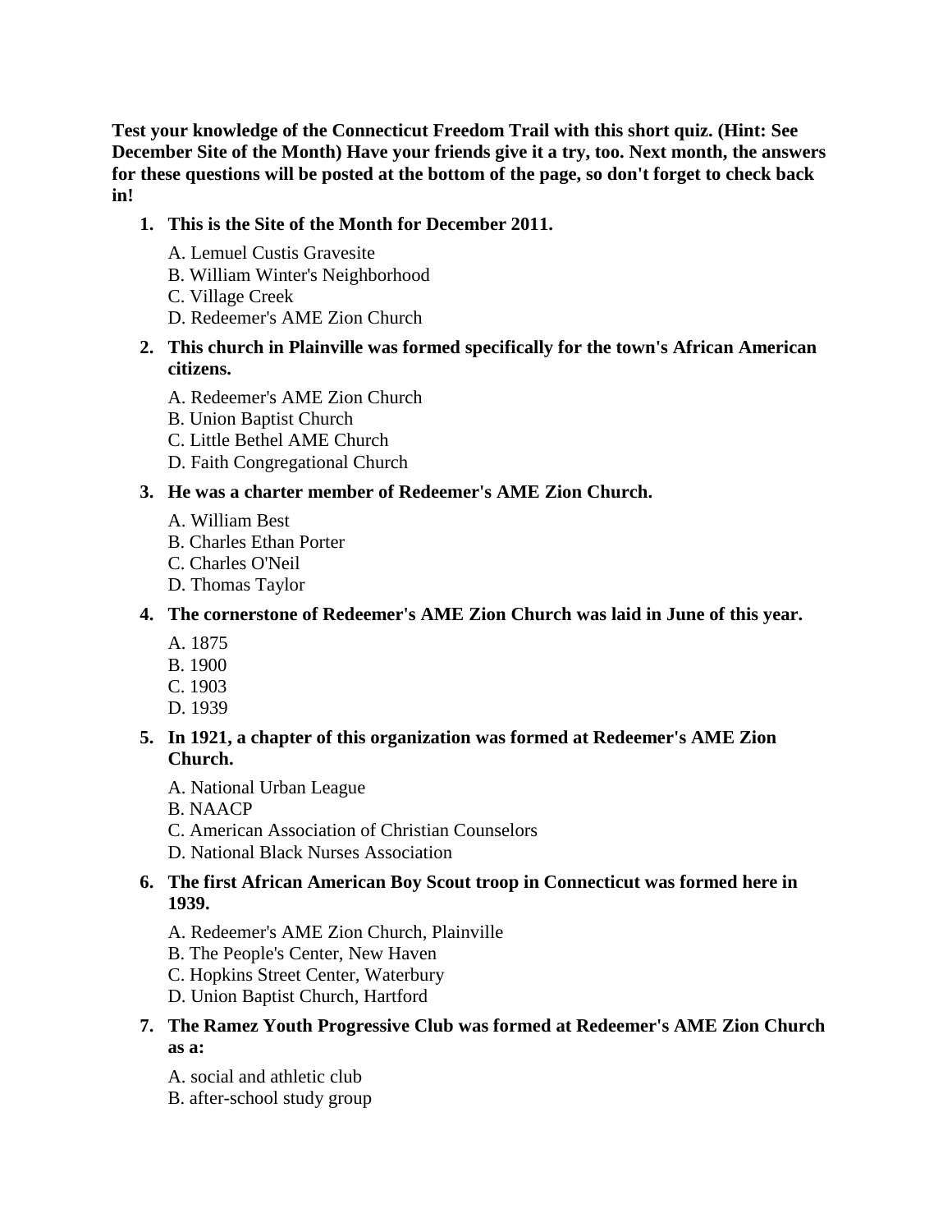**Test your knowledge of the Connecticut Freedom Trail with this short quiz. (Hint: See December Site of the Month) Have your friends give it a try, too. Next month, the answers for these questions will be posted at the bottom of the page, so don't forget to check back in!**

1. **This is the Site of the Month for December 2011.**

   A. Lemuel Custis Gravesite
   B. William Winter's Neighborhood
   C. Village Creek
   D. Redeemer's AME Zion Church

2. **This church in Plainville was formed specifically for the town's African American citizens.**

   A. Redeemer's AME Zion Church
   B. Union Baptist Church
   C. Little Bethel AME Church
   D. Faith Congregational Church

3. **He was a charter member of Redeemer's AME Zion Church.**

   A. William Best
   B. Charles Ethan Porter
   C. Charles O'Neil
   D. Thomas Taylor

4. **The cornerstone of Redeemer's AME Zion Church was laid in June of this year.**

   A. 1875
   B. 1900
   C. 1903
   D. 1939

5. **In 1921, a chapter of this organization was formed at Redeemer's AME Zion Church.**

   A. National Urban League
   B. NAACP
   C. American Association of Christian Counselors
   D. National Black Nurses Association

6. **The first African American Boy Scout troop in Connecticut was formed here in 1939.**

   A. Redeemer's AME Zion Church, Plainville
   B. The People's Center, New Haven
   C. Hopkins Street Center, Waterbury
   D. Union Baptist Church, Hartford

7. **The Ramez Youth Progressive Club was formed at Redeemer's AME Zion Church as a:**

   A. social and athletic club
   B. after-school study group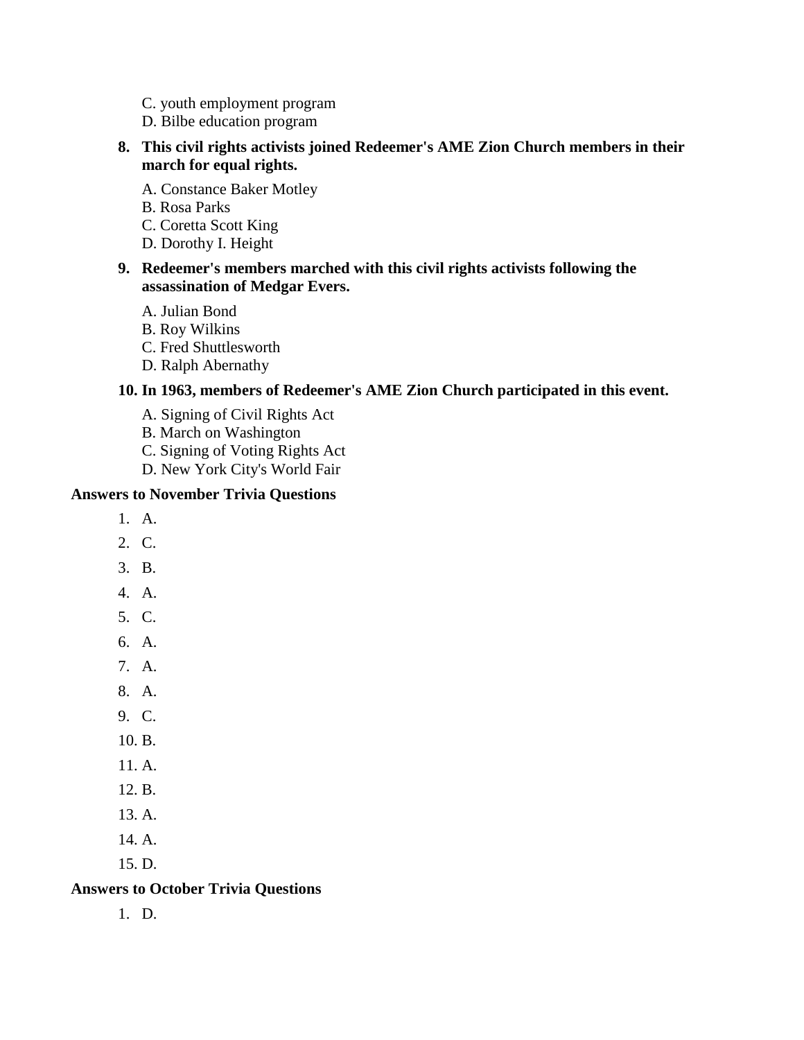C. youth employment program
D. Bilbe education program

**8. This civil rights activists joined Redeemer's AME Zion Church members in their march for equal rights.**

A. Constance Baker Motley
B. Rosa Parks
C. Coretta Scott King
D. Dorothy I. Height

**9. Redeemer's members marched with this civil rights activists following the assassination of Medgar Evers.**

A. Julian Bond
B. Roy Wilkins
C. Fred Shuttlesworth
D. Ralph Abernathy

**10. In 1963, members of Redeemer's AME Zion Church participated in this event.**

A. Signing of Civil Rights Act
B. March on Washington
C. Signing of Voting Rights Act
D. New York City's World Fair

**Answers to November Trivia Questions**

1. A.
2. C.
3. B.
4. A.
5. C.
6. A.
7. A.
8. A.
9. C.
10. B.
11. A.
12. B.
13. A.
14. A.
15. D.

**Answers to October Trivia Questions**

1. D.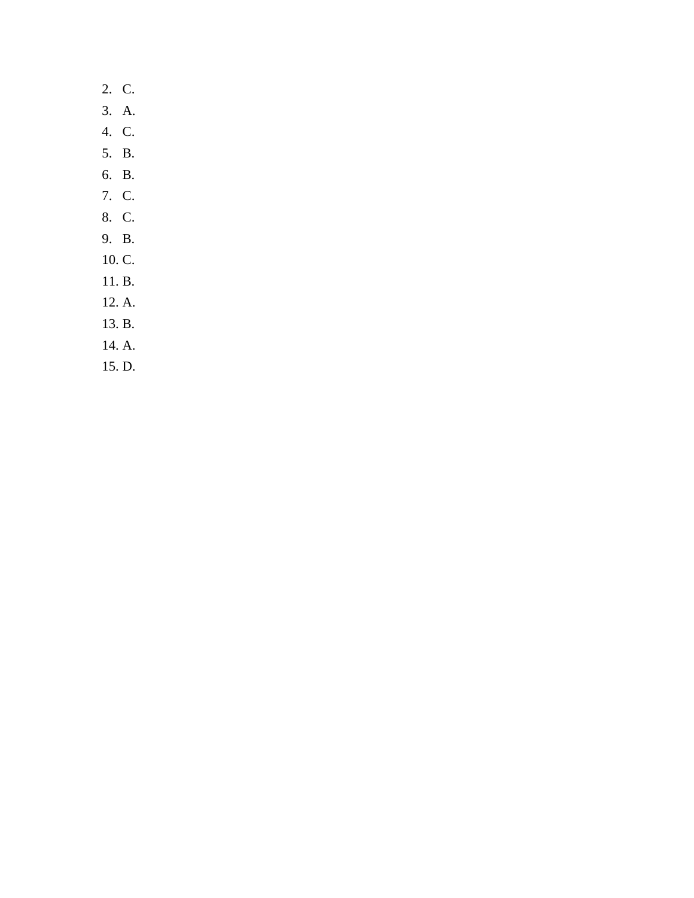2. C.
3. A.
4. C.
5. B.
6. B.
7. C.
8. C.
9. B.
10. C.
11. B.
12. A.
13. B.
14. A.
15. D.